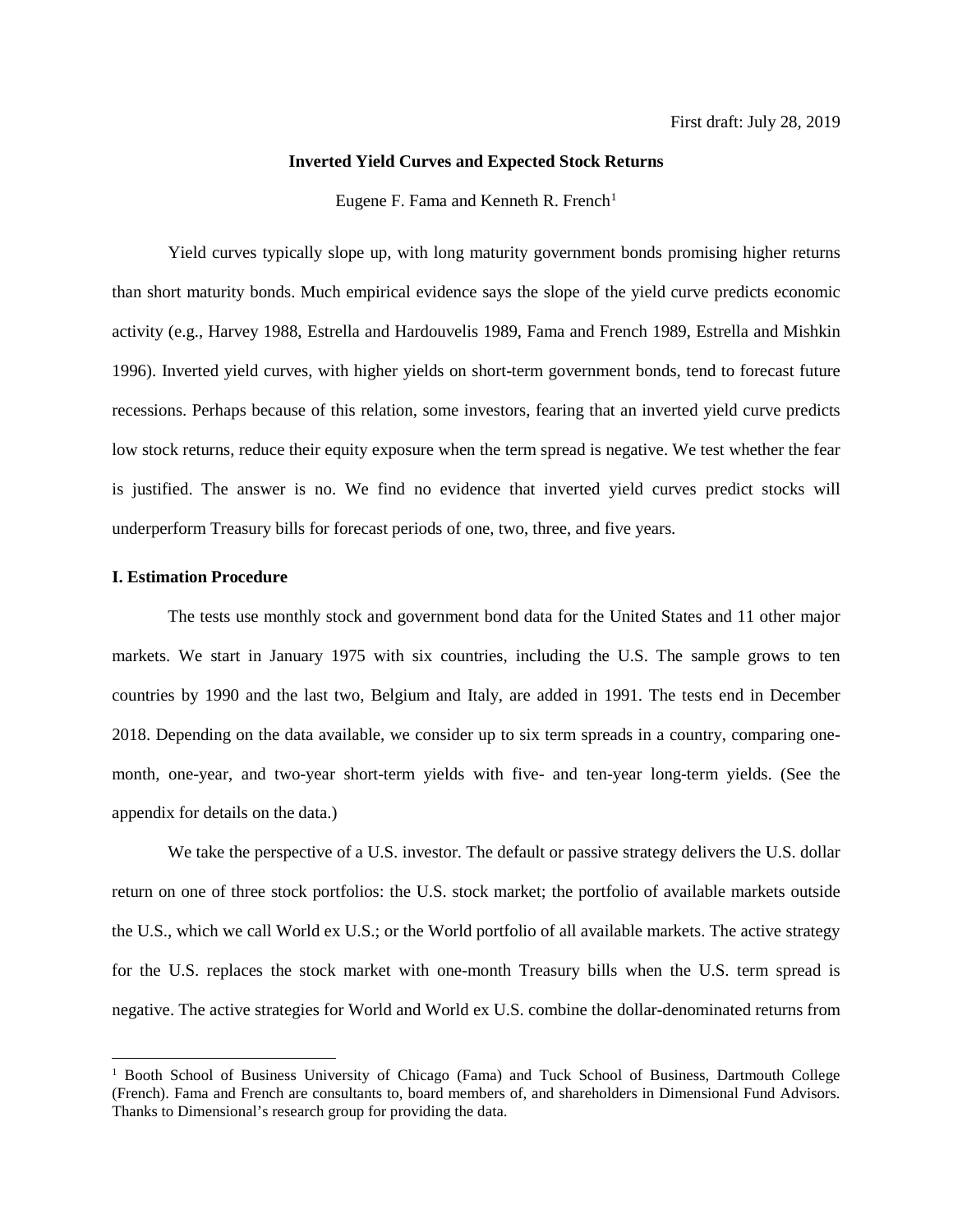First draft: July 28, 2019

# Inverted Yield Curves and Expected Stock Returns

Eugene F. Fama and Kenneth R. French[1]

Yield curves typically slope up, with long maturity government bonds promising higher returns than short maturity bonds. Much empirical evidence says the slope of the yield curve predicts economic activity (e.g., Harvey 1988, Estrella and Hardouvelis 1989, Fama and French 1989, Estrella and Mishkin 1996). Inverted yield curves, with higher yields on short-term government bonds, tend to forecast future recessions. Perhaps because of this relation, some investors, fearing that an inverted yield curve predicts low stock returns, reduce their equity exposure when the term spread is negative. We test whether the fear is justified. The answer is no. We find no evidence that inverted yield curves predict stocks will underperform Treasury bills for forecast periods of one, two, three, and five years.

## I. Estimation Procedure

The tests use monthly stock and government bond data for the United States and 11 other major markets. We start in January 1975 with six countries, including the U.S. The sample grows to ten countries by 1990 and the last two, Belgium and Italy, are added in 1991. The tests end in December 2018. Depending on the data available, we consider up to six term spreads in a country, comparing one-month, one-year, and two-year short-term yields with five- and ten-year long-term yields. (See the appendix for details on the data.)

We take the perspective of a U.S. investor. The default or passive strategy delivers the U.S. dollar return on one of three stock portfolios: the U.S. stock market; the portfolio of available markets outside the U.S., which we call World ex U.S.; or the World portfolio of all available markets. The active strategy for the U.S. replaces the stock market with one-month Treasury bills when the U.S. term spread is negative. The active strategies for World and World ex U.S. combine the dollar-denominated returns from

[1] Booth School of Business University of Chicago (Fama) and Tuck School of Business, Dartmouth College (French). Fama and French are consultants to, board members of, and shareholders in Dimensional Fund Advisors. Thanks to Dimensional's research group for providing the data.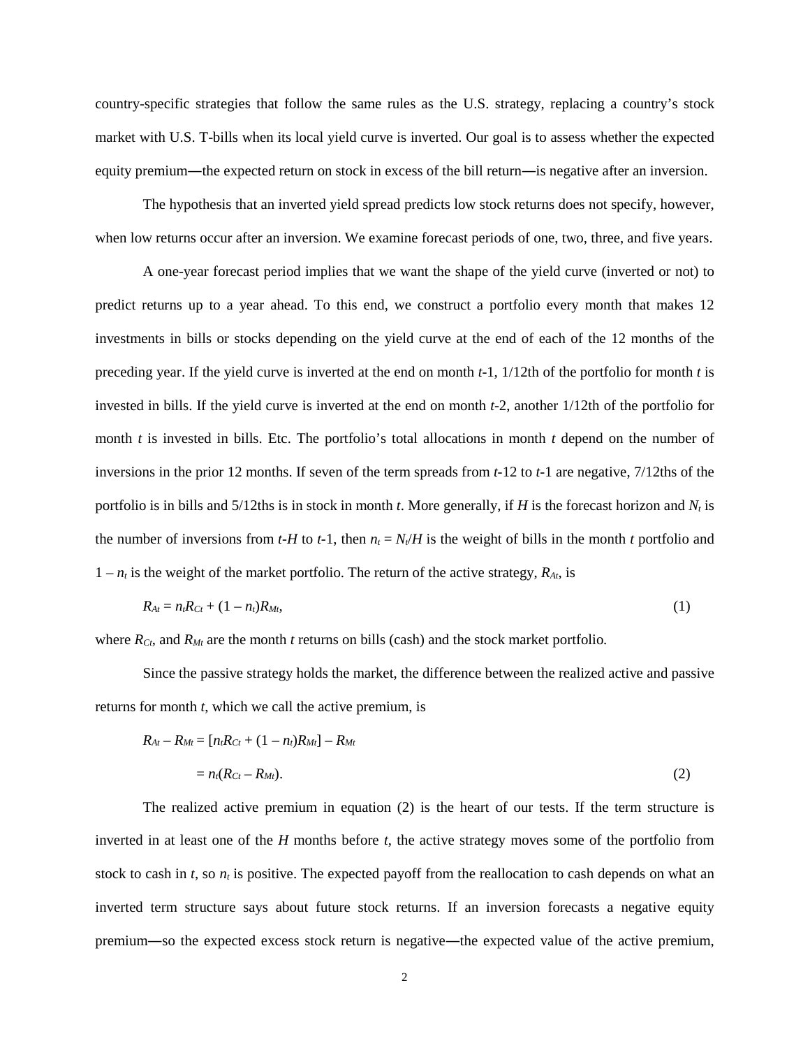country-specific strategies that follow the same rules as the U.S. strategy, replacing a country's stock market with U.S. T-bills when its local yield curve is inverted. Our goal is to assess whether the expected equity premium—the expected return on stock in excess of the bill return—is negative after an inversion.

The hypothesis that an inverted yield spread predicts low stock returns does not specify, however, when low returns occur after an inversion. We examine forecast periods of one, two, three, and five years.

A one-year forecast period implies that we want the shape of the yield curve (inverted or not) to predict returns up to a year ahead. To this end, we construct a portfolio every month that makes 12 investments in bills or stocks depending on the yield curve at the end of each of the 12 months of the preceding year. If the yield curve is inverted at the end on month $t$-1, 1/12th of the portfolio for month $t$ is invested in bills. If the yield curve is inverted at the end on month $t$-2, another 1/12th of the portfolio for month $t$ is invested in bills. Etc. The portfolio's total allocations in month $t$ depend on the number of inversions in the prior 12 months. If seven of the term spreads from $t$-12 to $t$-1 are negative, 7/12ths of the portfolio is in bills and 5/12ths is in stock in month $t$. More generally, if $H$ is the forecast horizon and $N_t$ is the number of inversions from $t$-$H$ to $t$-1, then $n_t = N_t/H$ is the weight of bills in the month $t$ portfolio and $1 - n_t$ is the weight of the market portfolio. The return of the active strategy, $R_{At}$, is

$$R_{At} = n_t R_{Ct} + (1 - n_t) R_{Mt}, \tag{1}$$

where $R_{Ct}$, and $R_{Mt}$ are the month $t$ returns on bills (cash) and the stock market portfolio.

Since the passive strategy holds the market, the difference between the realized active and passive returns for month $t$, which we call the active premium, is

$$\begin{aligned} R_{At} - R_{Mt} &= [n_t R_{Ct} + (1 - n_t) R_{Mt}] - R_{Mt} \\ &= n_t (R_{Ct} - R_{Mt}). \end{aligned} \tag{2}$$

The realized active premium in equation (2) is the heart of our tests. If the term structure is inverted in at least one of the $H$ months before $t$, the active strategy moves some of the portfolio from stock to cash in $t$, so $n_t$ is positive. The expected payoff from the reallocation to cash depends on what an inverted term structure says about future stock returns. If an inversion forecasts a negative equity premium—so the expected excess stock return is negative—the expected value of the active premium,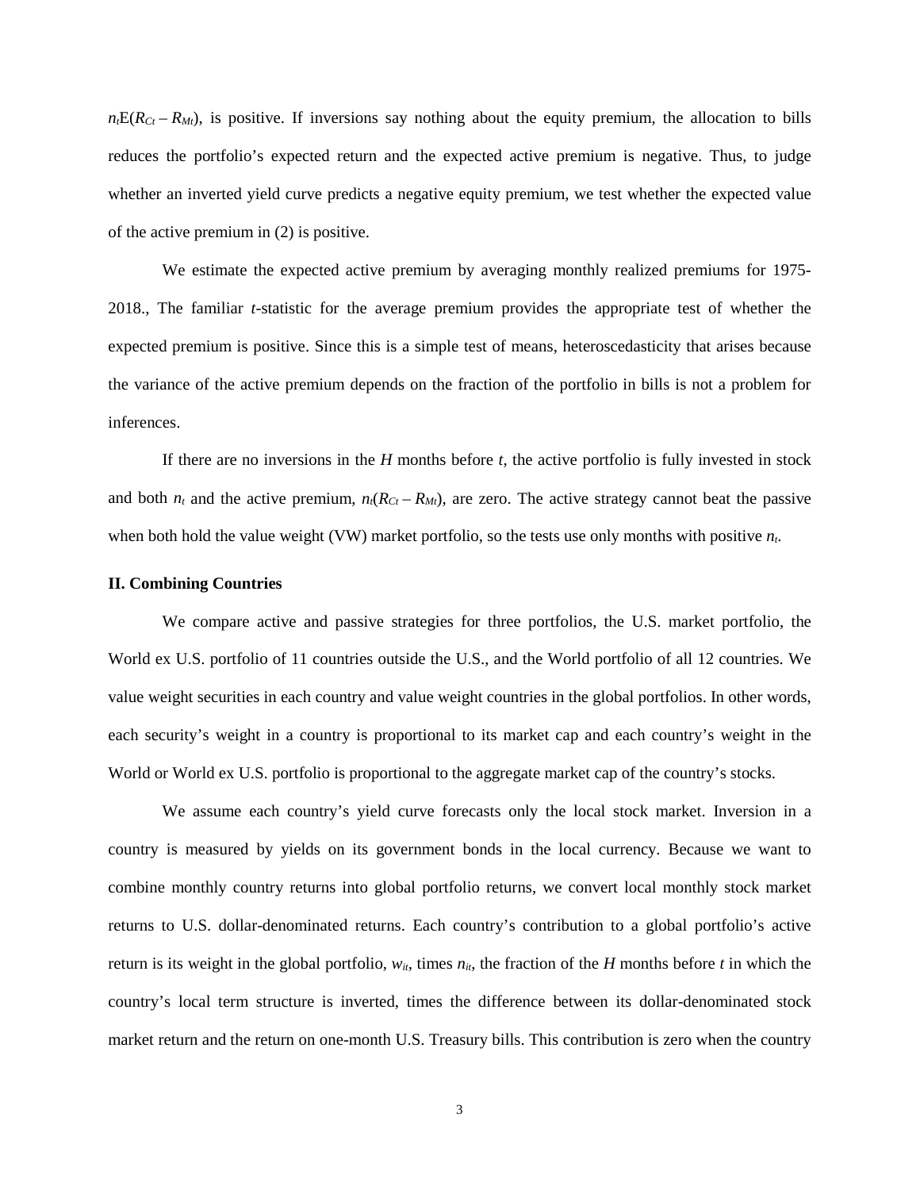$n_t\text{E}(R_{Ct} - R_{Mt})$, is positive. If inversions say nothing about the equity premium, the allocation to bills reduces the portfolio's expected return and the expected active premium is negative. Thus, to judge whether an inverted yield curve predicts a negative equity premium, we test whether the expected value of the active premium in (2) is positive.

We estimate the expected active premium by averaging monthly realized premiums for 1975-2018., The familiar *t*-statistic for the average premium provides the appropriate test of whether the expected premium is positive. Since this is a simple test of means, heteroscedasticity that arises because the variance of the active premium depends on the fraction of the portfolio in bills is not a problem for inferences.

If there are no inversions in the $H$ months before $t$, the active portfolio is fully invested in stock and both $n_t$ and the active premium, $n_t(R_{Ct} - R_{Mt})$, are zero. The active strategy cannot beat the passive when both hold the value weight (VW) market portfolio, so the tests use only months with positive $n_t$.

### II. Combining Countries

We compare active and passive strategies for three portfolios, the U.S. market portfolio, the World ex U.S. portfolio of 11 countries outside the U.S., and the World portfolio of all 12 countries. We value weight securities in each country and value weight countries in the global portfolios. In other words, each security's weight in a country is proportional to its market cap and each country's weight in the World or World ex U.S. portfolio is proportional to the aggregate market cap of the country's stocks.

We assume each country's yield curve forecasts only the local stock market. Inversion in a country is measured by yields on its government bonds in the local currency. Because we want to combine monthly country returns into global portfolio returns, we convert local monthly stock market returns to U.S. dollar-denominated returns. Each country's contribution to a global portfolio's active return is its weight in the global portfolio, $w_{it}$, times $n_{it}$, the fraction of the $H$ months before $t$ in which the country's local term structure is inverted, times the difference between its dollar-denominated stock market return and the return on one-month U.S. Treasury bills. This contribution is zero when the country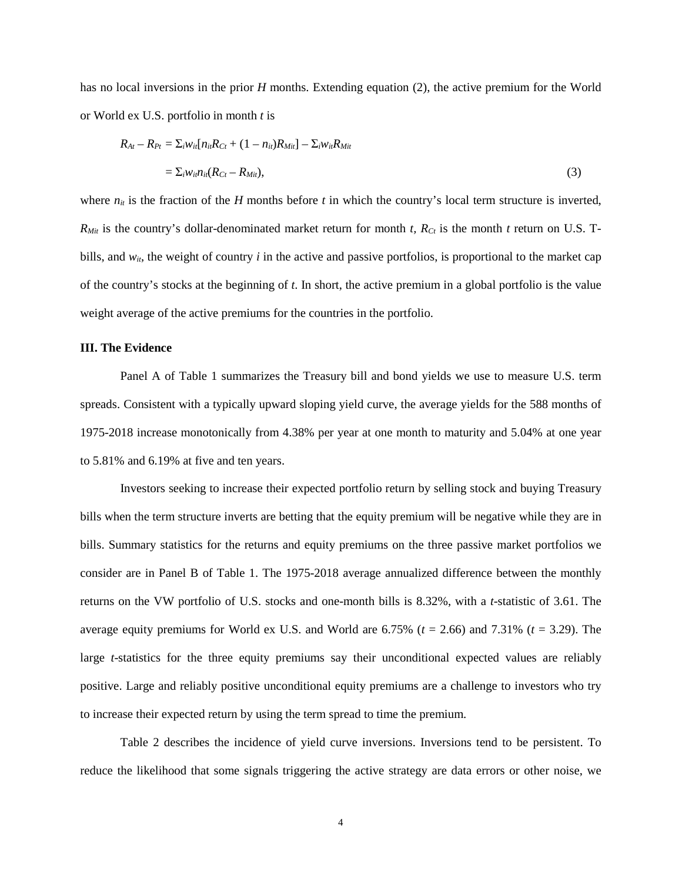has no local inversions in the prior $H$ months. Extending equation (2), the active premium for the World or World ex U.S. portfolio in month $t$ is

$$
\begin{aligned}
R_{At} - R_{Pt} &= \Sigma_i w_{it}[n_{it} R_{Ct} + (1 - n_{it}) R_{Mit}] - \Sigma_i w_{it} R_{Mit} \\
&= \Sigma_i w_{it} n_{it}(R_{Ct} - R_{Mit}), \qquad (3)
\end{aligned}
$$

where $n_{it}$ is the fraction of the $H$ months before $t$ in which the country's local term structure is inverted, $R_{Mit}$ is the country's dollar-denominated market return for month $t$, $R_{Ct}$ is the month $t$ return on U.S. T-bills, and $w_{it}$, the weight of country $i$ in the active and passive portfolios, is proportional to the market cap of the country's stocks at the beginning of $t$. In short, the active premium in a global portfolio is the value weight average of the active premiums for the countries in the portfolio.

### III. The Evidence

Panel A of Table 1 summarizes the Treasury bill and bond yields we use to measure U.S. term spreads. Consistent with a typically upward sloping yield curve, the average yields for the 588 months of 1975-2018 increase monotonically from 4.38% per year at one month to maturity and 5.04% at one year to 5.81% and 6.19% at five and ten years.

Investors seeking to increase their expected portfolio return by selling stock and buying Treasury bills when the term structure inverts are betting that the equity premium will be negative while they are in bills. Summary statistics for the returns and equity premiums on the three passive market portfolios we consider are in Panel B of Table 1. The 1975-2018 average annualized difference between the monthly returns on the VW portfolio of U.S. stocks and one-month bills is 8.32%, with a $t$-statistic of 3.61. The average equity premiums for World ex U.S. and World are 6.75% ($t$ = 2.66) and 7.31% ($t$ = 3.29). The large $t$-statistics for the three equity premiums say their unconditional expected values are reliably positive. Large and reliably positive unconditional equity premiums are a challenge to investors who try to increase their expected return by using the term spread to time the premium.

Table 2 describes the incidence of yield curve inversions. Inversions tend to be persistent. To reduce the likelihood that some signals triggering the active strategy are data errors or other noise, we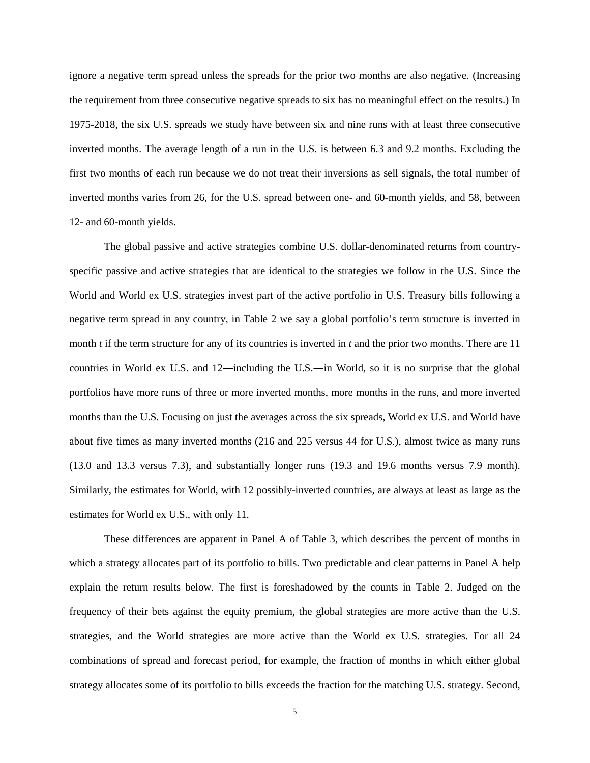ignore a negative term spread unless the spreads for the prior two months are also negative. (Increasing the requirement from three consecutive negative spreads to six has no meaningful effect on the results.) In 1975-2018, the six U.S. spreads we study have between six and nine runs with at least three consecutive inverted months. The average length of a run in the U.S. is between 6.3 and 9.2 months. Excluding the first two months of each run because we do not treat their inversions as sell signals, the total number of inverted months varies from 26, for the U.S. spread between one- and 60-month yields, and 58, between 12- and 60-month yields.

The global passive and active strategies combine U.S. dollar-denominated returns from country-specific passive and active strategies that are identical to the strategies we follow in the U.S. Since the World and World ex U.S. strategies invest part of the active portfolio in U.S. Treasury bills following a negative term spread in any country, in Table 2 we say a global portfolio's term structure is inverted in month $t$ if the term structure for any of its countries is inverted in $t$ and the prior two months. There are 11 countries in World ex U.S. and 12―including the U.S.―in World, so it is no surprise that the global portfolios have more runs of three or more inverted months, more months in the runs, and more inverted months than the U.S. Focusing on just the averages across the six spreads, World ex U.S. and World have about five times as many inverted months (216 and 225 versus 44 for U.S.), almost twice as many runs (13.0 and 13.3 versus 7.3), and substantially longer runs (19.3 and 19.6 months versus 7.9 month). Similarly, the estimates for World, with 12 possibly-inverted countries, are always at least as large as the estimates for World ex U.S., with only 11.

These differences are apparent in Panel A of Table 3, which describes the percent of months in which a strategy allocates part of its portfolio to bills. Two predictable and clear patterns in Panel A help explain the return results below. The first is foreshadowed by the counts in Table 2. Judged on the frequency of their bets against the equity premium, the global strategies are more active than the U.S. strategies, and the World strategies are more active than the World ex U.S. strategies. For all 24 combinations of spread and forecast period, for example, the fraction of months in which either global strategy allocates some of its portfolio to bills exceeds the fraction for the matching U.S. strategy. Second,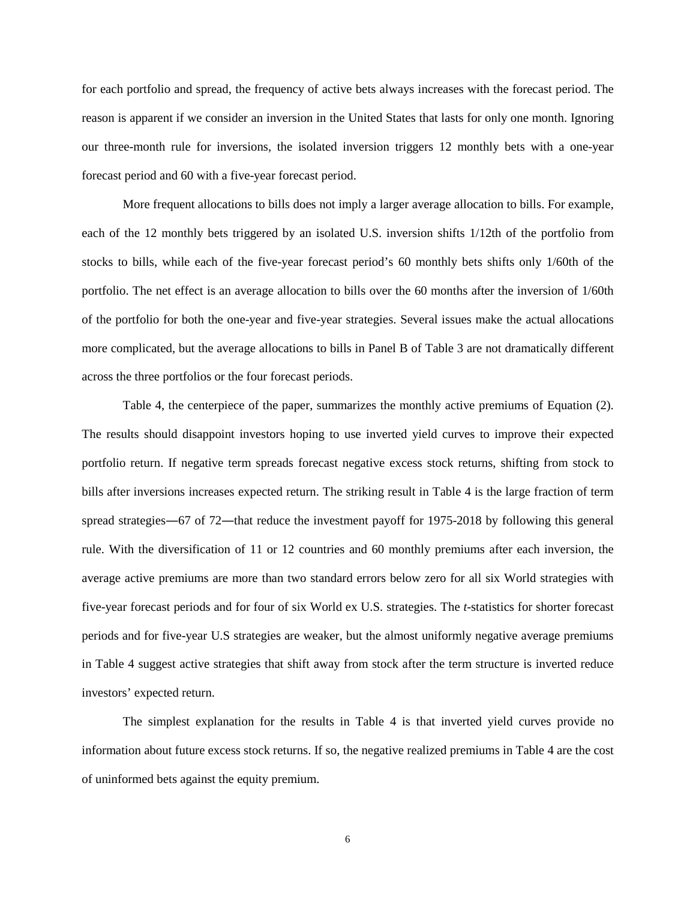for each portfolio and spread, the frequency of active bets always increases with the forecast period. The reason is apparent if we consider an inversion in the United States that lasts for only one month. Ignoring our three-month rule for inversions, the isolated inversion triggers 12 monthly bets with a one-year forecast period and 60 with a five-year forecast period.

More frequent allocations to bills does not imply a larger average allocation to bills. For example, each of the 12 monthly bets triggered by an isolated U.S. inversion shifts 1/12th of the portfolio from stocks to bills, while each of the five-year forecast period's 60 monthly bets shifts only 1/60th of the portfolio. The net effect is an average allocation to bills over the 60 months after the inversion of 1/60th of the portfolio for both the one-year and five-year strategies. Several issues make the actual allocations more complicated, but the average allocations to bills in Panel B of Table 3 are not dramatically different across the three portfolios or the four forecast periods.

Table 4, the centerpiece of the paper, summarizes the monthly active premiums of Equation (2). The results should disappoint investors hoping to use inverted yield curves to improve their expected portfolio return. If negative term spreads forecast negative excess stock returns, shifting from stock to bills after inversions increases expected return. The striking result in Table 4 is the large fraction of term spread strategies—67 of 72—that reduce the investment payoff for 1975-2018 by following this general rule. With the diversification of 11 or 12 countries and 60 monthly premiums after each inversion, the average active premiums are more than two standard errors below zero for all six World strategies with five-year forecast periods and for four of six World ex U.S. strategies. The *t*-statistics for shorter forecast periods and for five-year U.S strategies are weaker, but the almost uniformly negative average premiums in Table 4 suggest active strategies that shift away from stock after the term structure is inverted reduce investors' expected return.

The simplest explanation for the results in Table 4 is that inverted yield curves provide no information about future excess stock returns. If so, the negative realized premiums in Table 4 are the cost of uninformed bets against the equity premium.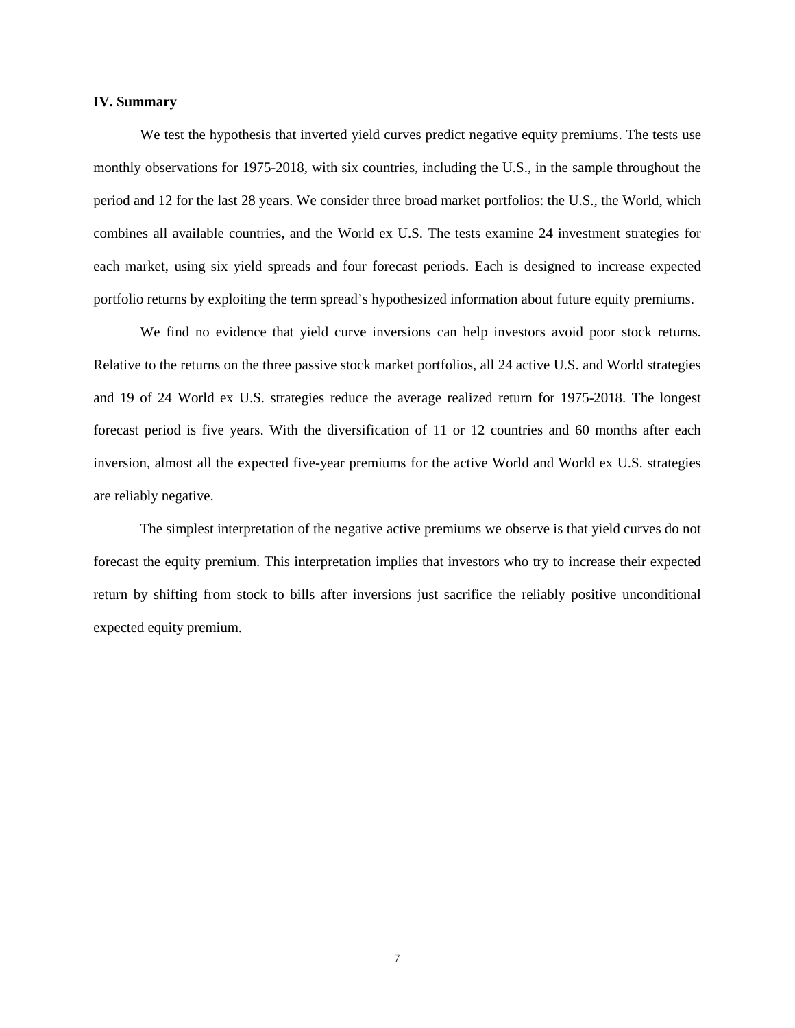## IV. Summary

We test the hypothesis that inverted yield curves predict negative equity premiums. The tests use monthly observations for 1975-2018, with six countries, including the U.S., in the sample throughout the period and 12 for the last 28 years. We consider three broad market portfolios: the U.S., the World, which combines all available countries, and the World ex U.S. The tests examine 24 investment strategies for each market, using six yield spreads and four forecast periods. Each is designed to increase expected portfolio returns by exploiting the term spread's hypothesized information about future equity premiums.

We find no evidence that yield curve inversions can help investors avoid poor stock returns. Relative to the returns on the three passive stock market portfolios, all 24 active U.S. and World strategies and 19 of 24 World ex U.S. strategies reduce the average realized return for 1975-2018. The longest forecast period is five years. With the diversification of 11 or 12 countries and 60 months after each inversion, almost all the expected five-year premiums for the active World and World ex U.S. strategies are reliably negative.

The simplest interpretation of the negative active premiums we observe is that yield curves do not forecast the equity premium. This interpretation implies that investors who try to increase their expected return by shifting from stock to bills after inversions just sacrifice the reliably positive unconditional expected equity premium.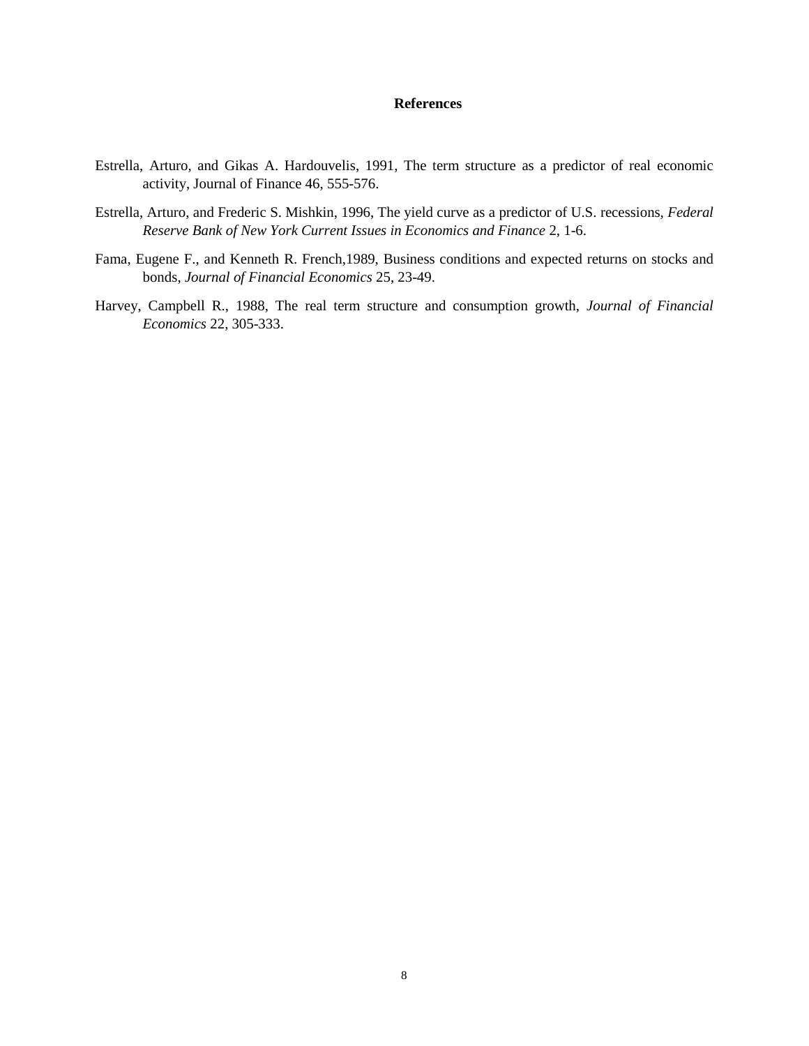## References

Estrella, Arturo, and Gikas A. Hardouvelis, 1991, The term structure as a predictor of real economic activity, Journal of Finance 46, 555-576.

Estrella, Arturo, and Frederic S. Mishkin, 1996, The yield curve as a predictor of U.S. recessions, *Federal Reserve Bank of New York Current Issues in Economics and Finance* 2, 1-6.

Fama, Eugene F., and Kenneth R. French,1989, Business conditions and expected returns on stocks and bonds, *Journal of Financial Economics* 25, 23-49.

Harvey, Campbell R., 1988, The real term structure and consumption growth, *Journal of Financial Economics* 22, 305-333.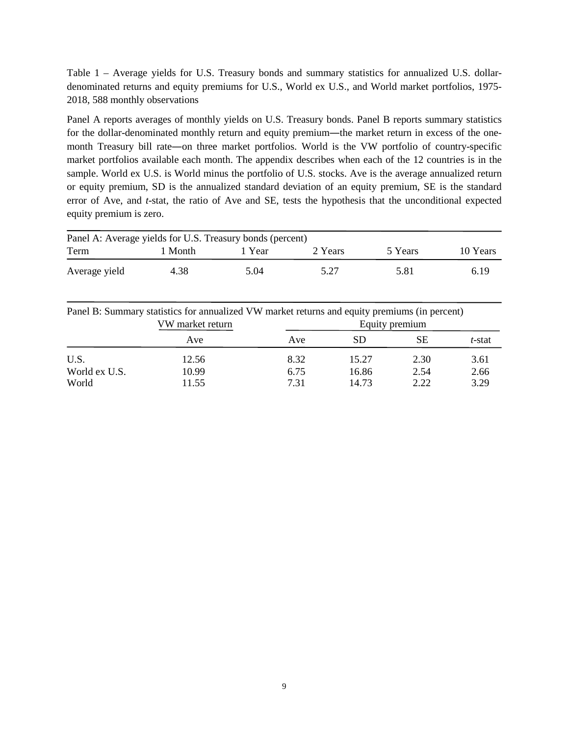Table 1 – Average yields for U.S. Treasury bonds and summary statistics for annualized U.S. dollar-denominated returns and equity premiums for U.S., World ex U.S., and World market portfolios, 1975-2018, 588 monthly observations

Panel A reports averages of monthly yields on U.S. Treasury bonds. Panel B reports summary statistics for the dollar-denominated monthly return and equity premium—the market return in excess of the one-month Treasury bill rate—on three market portfolios. World is the VW portfolio of country-specific market portfolios available each month. The appendix describes when each of the 12 countries is in the sample. World ex U.S. is World minus the portfolio of U.S. stocks. Ave is the average annualized return or equity premium, SD is the annualized standard deviation of an equity premium, SE is the standard error of Ave, and *t*-stat, the ratio of Ave and SE, tests the hypothesis that the unconditional expected equity premium is zero.

Panel A: Average yields for U.S. Treasury bonds (percent)

| Term | 1 Month | 1 Year | 2 Years | 5 Years | 10 Years |
|---|---|---|---|---|---|
| Average yield | 4.38 | 5.04 | 5.27 | 5.81 | 6.19 |

Panel B: Summary statistics for annualized VW market returns and equity premiums (in percent)

| | VW market return | Equity premium | | | |
|---|---|---|---|---|---|
| | Ave | Ave | SD | SE | *t*-stat |
| U.S. | 12.56 | 8.32 | 15.27 | 2.30 | 3.61 |
| World ex U.S. | 10.99 | 6.75 | 16.86 | 2.54 | 2.66 |
| World | 11.55 | 7.31 | 14.73 | 2.22 | 3.29 |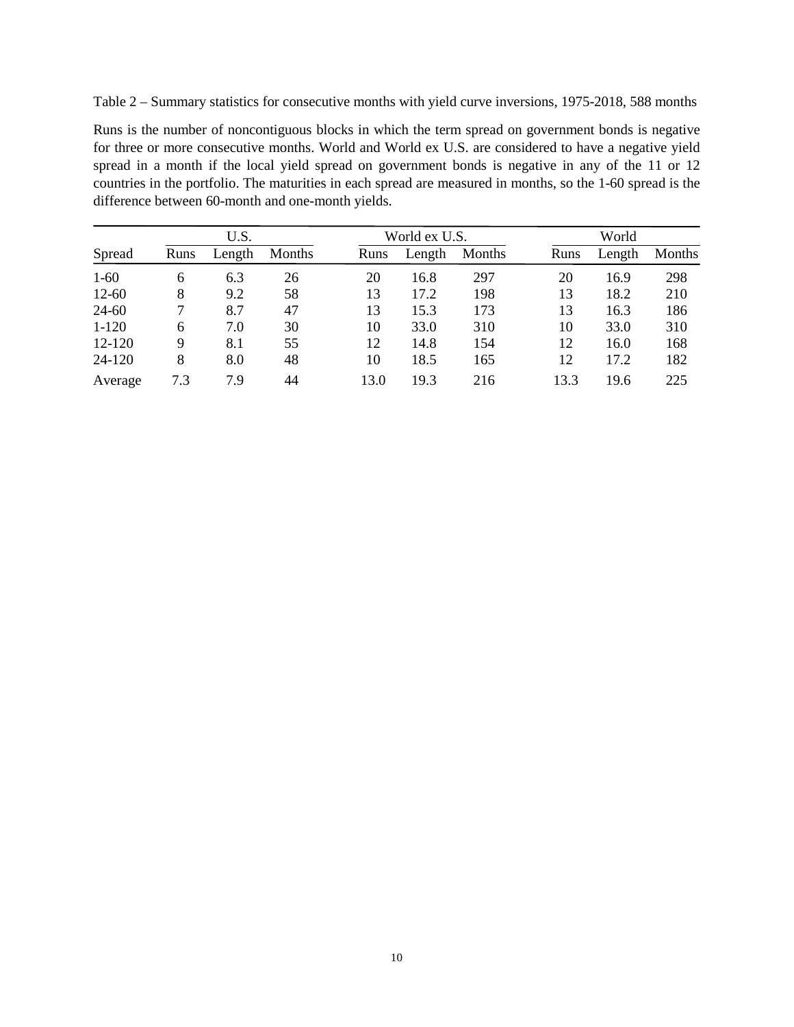Table 2 – Summary statistics for consecutive months with yield curve inversions, 1975-2018, 588 months

Runs is the number of noncontiguous blocks in which the term spread on government bonds is negative for three or more consecutive months. World and World ex U.S. are considered to have a negative yield spread in a month if the local yield spread on government bonds is negative in any of the 11 or 12 countries in the portfolio. The maturities in each spread are measured in months, so the 1-60 spread is the difference between 60-month and one-month yields.

| | U.S. | | | World ex U.S. | | | World | | |
|---|---|---|---|---|---|---|---|---|---|
| Spread | Runs | Length | Months | Runs | Length | Months | Runs | Length | Months |
| 1-60 | 6 | 6.3 | 26 | 20 | 16.8 | 297 | 20 | 16.9 | 298 |
| 12-60 | 8 | 9.2 | 58 | 13 | 17.2 | 198 | 13 | 18.2 | 210 |
| 24-60 | 7 | 8.7 | 47 | 13 | 15.3 | 173 | 13 | 16.3 | 186 |
| 1-120 | 6 | 7.0 | 30 | 10 | 33.0 | 310 | 10 | 33.0 | 310 |
| 12-120 | 9 | 8.1 | 55 | 12 | 14.8 | 154 | 12 | 16.0 | 168 |
| 24-120 | 8 | 8.0 | 48 | 10 | 18.5 | 165 | 12 | 17.2 | 182 |
| Average | 7.3 | 7.9 | 44 | 13.0 | 19.3 | 216 | 13.3 | 19.6 | 225 |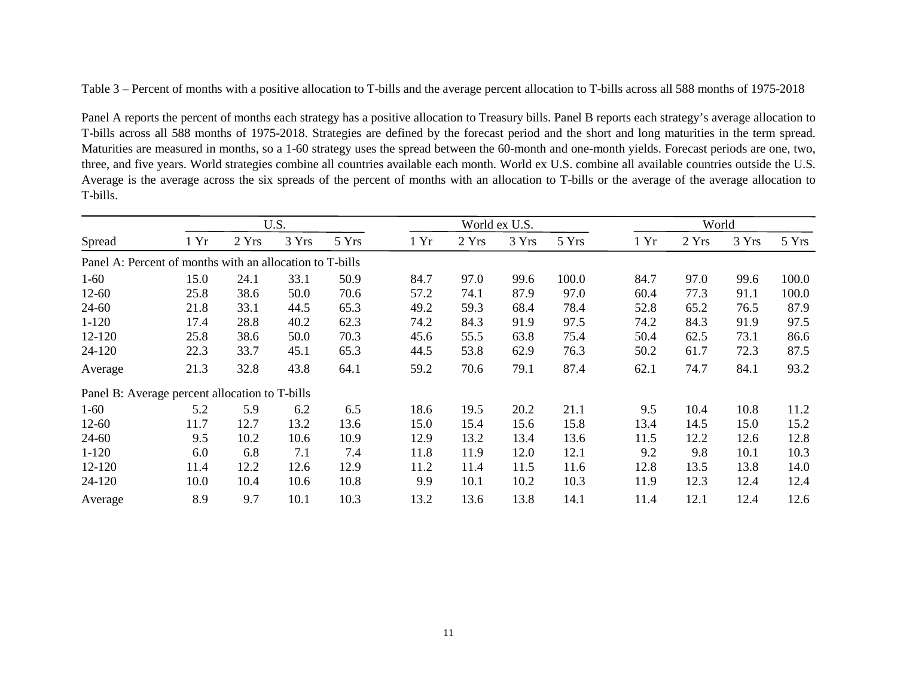Table 3 – Percent of months with a positive allocation to T-bills and the average percent allocation to T-bills across all 588 months of 1975-2018

Panel A reports the percent of months each strategy has a positive allocation to Treasury bills. Panel B reports each strategy's average allocation to T-bills across all 588 months of 1975-2018. Strategies are defined by the forecast period and the short and long maturities in the term spread. Maturities are measured in months, so a 1-60 strategy uses the spread between the 60-month and one-month yields. Forecast periods are one, two, three, and five years. World strategies combine all countries available each month. World ex U.S. combine all available countries outside the U.S. Average is the average across the six spreads of the percent of months with an allocation to T-bills or the average of the average allocation to T-bills.

| | U.S. | | | | World ex U.S. | | | | World | | | |
|---|---|---|---|---|---|---|---|---|---|---|---|---|
| Spread | 1 Yr | 2 Yrs | 3 Yrs | 5 Yrs | 1 Yr | 2 Yrs | 3 Yrs | 5 Yrs | 1 Yr | 2 Yrs | 3 Yrs | 5 Yrs |
| Panel A: Percent of months with an allocation to T-bills | | | | | | | | | | | | |
| 1-60 | 15.0 | 24.1 | 33.1 | 50.9 | 84.7 | 97.0 | 99.6 | 100.0 | 84.7 | 97.0 | 99.6 | 100.0 |
| 12-60 | 25.8 | 38.6 | 50.0 | 70.6 | 57.2 | 74.1 | 87.9 | 97.0 | 60.4 | 77.3 | 91.1 | 100.0 |
| 24-60 | 21.8 | 33.1 | 44.5 | 65.3 | 49.2 | 59.3 | 68.4 | 78.4 | 52.8 | 65.2 | 76.5 | 87.9 |
| 1-120 | 17.4 | 28.8 | 40.2 | 62.3 | 74.2 | 84.3 | 91.9 | 97.5 | 74.2 | 84.3 | 91.9 | 97.5 |
| 12-120 | 25.8 | 38.6 | 50.0 | 70.3 | 45.6 | 55.5 | 63.8 | 75.4 | 50.4 | 62.5 | 73.1 | 86.6 |
| 24-120 | 22.3 | 33.7 | 45.1 | 65.3 | 44.5 | 53.8 | 62.9 | 76.3 | 50.2 | 61.7 | 72.3 | 87.5 |
| Average | 21.3 | 32.8 | 43.8 | 64.1 | 59.2 | 70.6 | 79.1 | 87.4 | 62.1 | 74.7 | 84.1 | 93.2 |
| Panel B: Average percent allocation to T-bills | | | | | | | | | | | | |
| 1-60 | 5.2 | 5.9 | 6.2 | 6.5 | 18.6 | 19.5 | 20.2 | 21.1 | 9.5 | 10.4 | 10.8 | 11.2 |
| 12-60 | 11.7 | 12.7 | 13.2 | 13.6 | 15.0 | 15.4 | 15.6 | 15.8 | 13.4 | 14.5 | 15.0 | 15.2 |
| 24-60 | 9.5 | 10.2 | 10.6 | 10.9 | 12.9 | 13.2 | 13.4 | 13.6 | 11.5 | 12.2 | 12.6 | 12.8 |
| 1-120 | 6.0 | 6.8 | 7.1 | 7.4 | 11.8 | 11.9 | 12.0 | 12.1 | 9.2 | 9.8 | 10.1 | 10.3 |
| 12-120 | 11.4 | 12.2 | 12.6 | 12.9 | 11.2 | 11.4 | 11.5 | 11.6 | 12.8 | 13.5 | 13.8 | 14.0 |
| 24-120 | 10.0 | 10.4 | 10.6 | 10.8 | 9.9 | 10.1 | 10.2 | 10.3 | 11.9 | 12.3 | 12.4 | 12.4 |
| Average | 8.9 | 9.7 | 10.1 | 10.3 | 13.2 | 13.6 | 13.8 | 14.1 | 11.4 | 12.1 | 12.4 | 12.6 |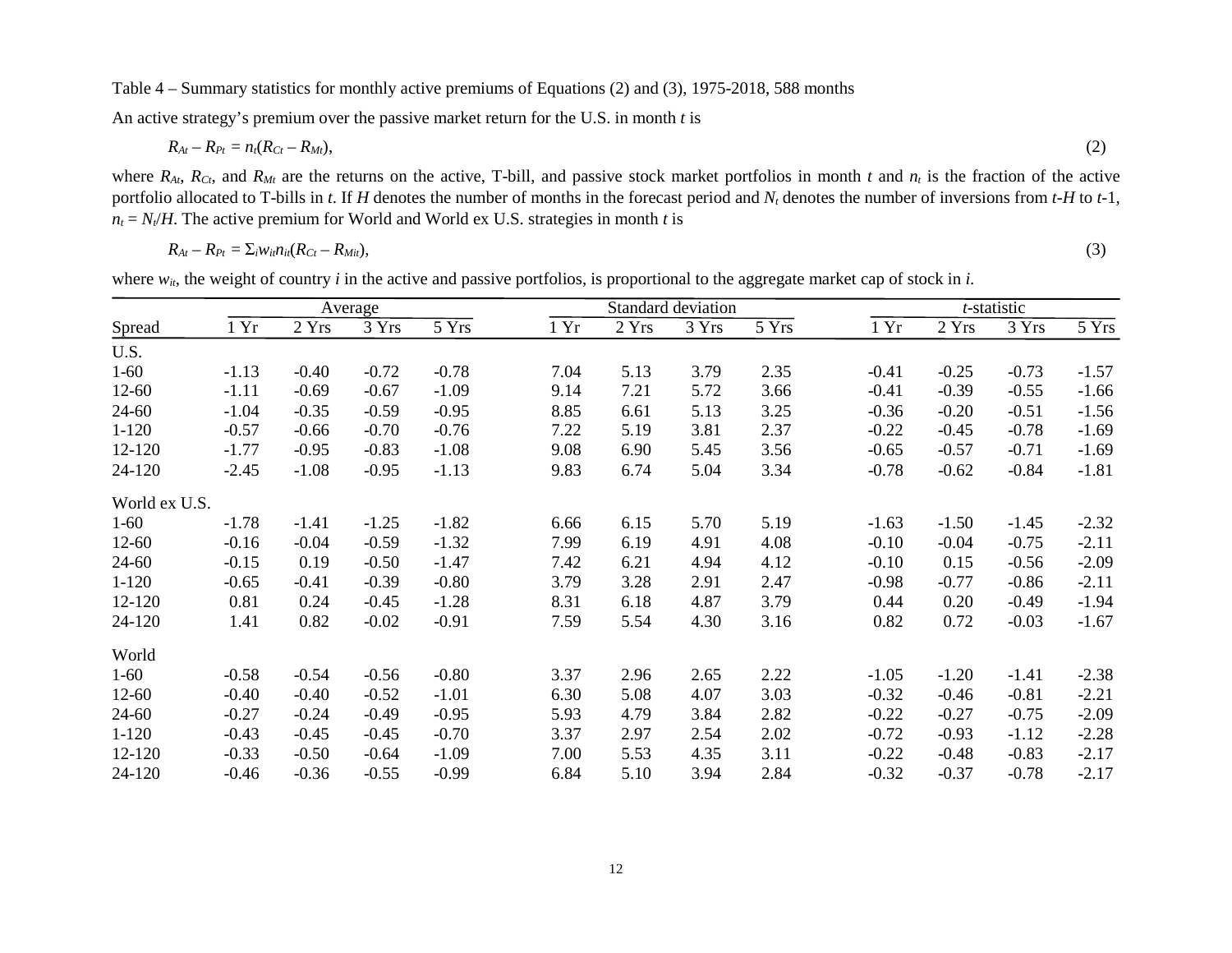Table 4 – Summary statistics for monthly active premiums of Equations (2) and (3), 1975-2018, 588 months

An active strategy's premium over the passive market return for the U.S. in month *t* is

$$R_{At} - R_{Pt} = n_t(R_{Ct} - R_{Mt}), \quad (2)$$

where $R_{At}$, $R_{Ct}$, and $R_{Mt}$ are the returns on the active, T-bill, and passive stock market portfolios in month *t* and $n_t$ is the fraction of the active portfolio allocated to T-bills in *t*. If *H* denotes the number of months in the forecast period and $N_t$ denotes the number of inversions from *t*-*H* to *t*-1, $n_t = N_t/H$. The active premium for World and World ex U.S. strategies in month *t* is

$$R_{At} - R_{Pt} = \Sigma_i w_{it} n_{it}(R_{Ct} - R_{Mit}), \quad (3)$$

where $w_{it}$, the weight of country *i* in the active and passive portfolios, is proportional to the aggregate market cap of stock in *i*.

| | Average | | | | Standard deviation | | | | *t*-statistic | | | |
|---|---|---|---|---|---|---|---|---|---|---|---|---|
| Spread | 1 Yr | 2 Yrs | 3 Yrs | 5 Yrs | 1 Yr | 2 Yrs | 3 Yrs | 5 Yrs | 1 Yr | 2 Yrs | 3 Yrs | 5 Yrs |
| U.S. | | | | | | | | | | | | |
| 1-60 | -1.13 | -0.40 | -0.72 | -0.78 | 7.04 | 5.13 | 3.79 | 2.35 | -0.41 | -0.25 | -0.73 | -1.57 |
| 12-60 | -1.11 | -0.69 | -0.67 | -1.09 | 9.14 | 7.21 | 5.72 | 3.66 | -0.41 | -0.39 | -0.55 | -1.66 |
| 24-60 | -1.04 | -0.35 | -0.59 | -0.95 | 8.85 | 6.61 | 5.13 | 3.25 | -0.36 | -0.20 | -0.51 | -1.56 |
| 1-120 | -0.57 | -0.66 | -0.70 | -0.76 | 7.22 | 5.19 | 3.81 | 2.37 | -0.22 | -0.45 | -0.78 | -1.69 |
| 12-120 | -1.77 | -0.95 | -0.83 | -1.08 | 9.08 | 6.90 | 5.45 | 3.56 | -0.65 | -0.57 | -0.71 | -1.69 |
| 24-120 | -2.45 | -1.08 | -0.95 | -1.13 | 9.83 | 6.74 | 5.04 | 3.34 | -0.78 | -0.62 | -0.84 | -1.81 |
| World ex U.S. | | | | | | | | | | | | |
| 1-60 | -1.78 | -1.41 | -1.25 | -1.82 | 6.66 | 6.15 | 5.70 | 5.19 | -1.63 | -1.50 | -1.45 | -2.32 |
| 12-60 | -0.16 | -0.04 | -0.59 | -1.32 | 7.99 | 6.19 | 4.91 | 4.08 | -0.10 | -0.04 | -0.75 | -2.11 |
| 24-60 | -0.15 | 0.19 | -0.50 | -1.47 | 7.42 | 6.21 | 4.94 | 4.12 | -0.10 | 0.15 | -0.56 | -2.09 |
| 1-120 | -0.65 | -0.41 | -0.39 | -0.80 | 3.79 | 3.28 | 2.91 | 2.47 | -0.98 | -0.77 | -0.86 | -2.11 |
| 12-120 | 0.81 | 0.24 | -0.45 | -1.28 | 8.31 | 6.18 | 4.87 | 3.79 | 0.44 | 0.20 | -0.49 | -1.94 |
| 24-120 | 1.41 | 0.82 | -0.02 | -0.91 | 7.59 | 5.54 | 4.30 | 3.16 | 0.82 | 0.72 | -0.03 | -1.67 |
| World | | | | | | | | | | | | |
| 1-60 | -0.58 | -0.54 | -0.56 | -0.80 | 3.37 | 2.96 | 2.65 | 2.22 | -1.05 | -1.20 | -1.41 | -2.38 |
| 12-60 | -0.40 | -0.40 | -0.52 | -1.01 | 6.30 | 5.08 | 4.07 | 3.03 | -0.32 | -0.46 | -0.81 | -2.21 |
| 24-60 | -0.27 | -0.24 | -0.49 | -0.95 | 5.93 | 4.79 | 3.84 | 2.82 | -0.22 | -0.27 | -0.75 | -2.09 |
| 1-120 | -0.43 | -0.45 | -0.45 | -0.70 | 3.37 | 2.97 | 2.54 | 2.02 | -0.72 | -0.93 | -1.12 | -2.28 |
| 12-120 | -0.33 | -0.50 | -0.64 | -1.09 | 7.00 | 5.53 | 4.35 | 3.11 | -0.22 | -0.48 | -0.83 | -2.17 |
| 24-120 | -0.46 | -0.36 | -0.55 | -0.99 | 6.84 | 5.10 | 3.94 | 2.84 | -0.32 | -0.37 | -0.78 | -2.17 |